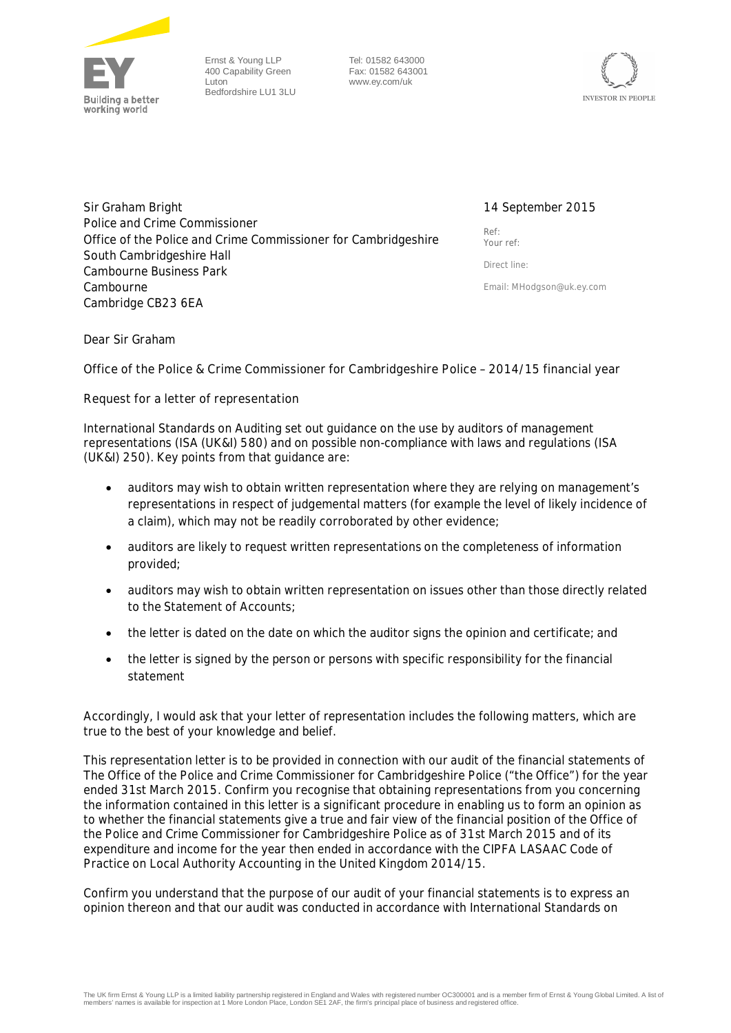Ernst & Young LLP
400 Capability Green
Luton
Bedfordshire LU1 3LU

Tel: 01582 643000
Fax: 01582 643001
www.ey.com/uk

Sir Graham Bright
Police and Crime Commissioner
Office of the Police and Crime Commissioner for Cambridgeshire
South Cambridgeshire Hall
Cambourne Business Park
Cambourne
Cambridge CB23 6EA

14 September 2015

Ref:
Your ref:

Direct line:

Email: MHodgson@uk.ey.com

Dear Sir Graham

Office of the Police & Crime Commissioner for Cambridgeshire Police – 2014/15 financial year

Request for a letter of representation

International Standards on Auditing set out guidance on the use by auditors of management representations (ISA (UK&I) 580) and on possible non-compliance with laws and regulations (ISA (UK&I) 250). Key points from that guidance are:

- auditors may wish to obtain written representation where they are relying on management's representations in respect of judgemental matters (for example the level of likely incidence of a claim), which may not be readily corroborated by other evidence;
- auditors are likely to request written representations on the completeness of information provided;
- auditors may wish to obtain written representation on issues other than those directly related to the Statement of Accounts;
- the letter is dated on the date on which the auditor signs the opinion and certificate; and
- the letter is signed by the person or persons with specific responsibility for the financial statement

Accordingly, I would ask that your letter of representation includes the following matters, which are true to the best of your knowledge and belief.

This representation letter is to be provided in connection with our audit of the financial statements of The Office of the Police and Crime Commissioner for Cambridgeshire Police ("the Office") for the year ended 31st March 2015. Confirm you recognise that obtaining representations from you concerning the information contained in this letter is a significant procedure in enabling us to form an opinion as to whether the financial statements give a true and fair view of the financial position of the Office of the Police and Crime Commissioner for Cambridgeshire Police as of 31st March 2015 and of its expenditure and income for the year then ended in accordance with the CIPFA LASAAC Code of Practice on Local Authority Accounting in the United Kingdom 2014/15.

Confirm you understand that the purpose of our audit of your financial statements is to express an opinion thereon and that our audit was conducted in accordance with International Standards on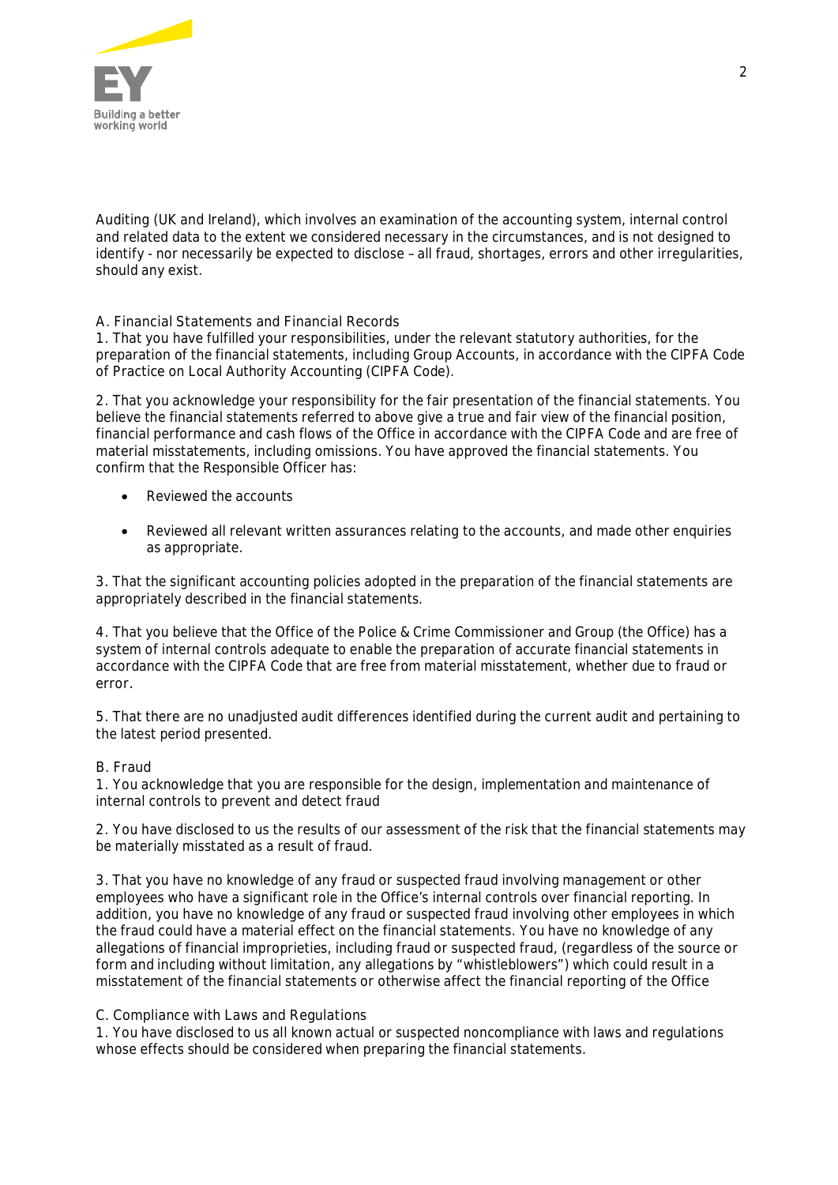Auditing (UK and Ireland), which involves an examination of the accounting system, internal control and related data to the extent we considered necessary in the circumstances, and is not designed to identify - nor necessarily be expected to disclose – all fraud, shortages, errors and other irregularities, should any exist.

A. Financial Statements and Financial Records

1. That you have fulfilled your responsibilities, under the relevant statutory authorities, for the preparation of the financial statements, including Group Accounts, in accordance with the CIPFA Code of Practice on Local Authority Accounting (CIPFA Code).

2. That you acknowledge your responsibility for the fair presentation of the financial statements. You believe the financial statements referred to above give a true and fair view of the financial position, financial performance and cash flows of the Office in accordance with the CIPFA Code and are free of material misstatements, including omissions. You have approved the financial statements. You confirm that the Responsible Officer has:

- Reviewed the accounts
- Reviewed all relevant written assurances relating to the accounts, and made other enquiries as appropriate.

3. That the significant accounting policies adopted in the preparation of the financial statements are appropriately described in the financial statements.

4. That you believe that the Office of the Police & Crime Commissioner and Group (the Office) has a system of internal controls adequate to enable the preparation of accurate financial statements in accordance with the CIPFA Code that are free from material misstatement, whether due to fraud or error.

5. That there are no unadjusted audit differences identified during the current audit and pertaining to the latest period presented.

B. Fraud

1. You acknowledge that you are responsible for the design, implementation and maintenance of internal controls to prevent and detect fraud

2. You have disclosed to us the results of our assessment of the risk that the financial statements may be materially misstated as a result of fraud.

3. That you have no knowledge of any fraud or suspected fraud involving management or other employees who have a significant role in the Office's internal controls over financial reporting. In addition, you have no knowledge of any fraud or suspected fraud involving other employees in which the fraud could have a material effect on the financial statements. You have no knowledge of any allegations of financial improprieties, including fraud or suspected fraud, (regardless of the source or form and including without limitation, any allegations by "whistleblowers") which could result in a misstatement of the financial statements or otherwise affect the financial reporting of the Office

C. Compliance with Laws and Regulations

1. You have disclosed to us all known actual or suspected noncompliance with laws and regulations whose effects should be considered when preparing the financial statements.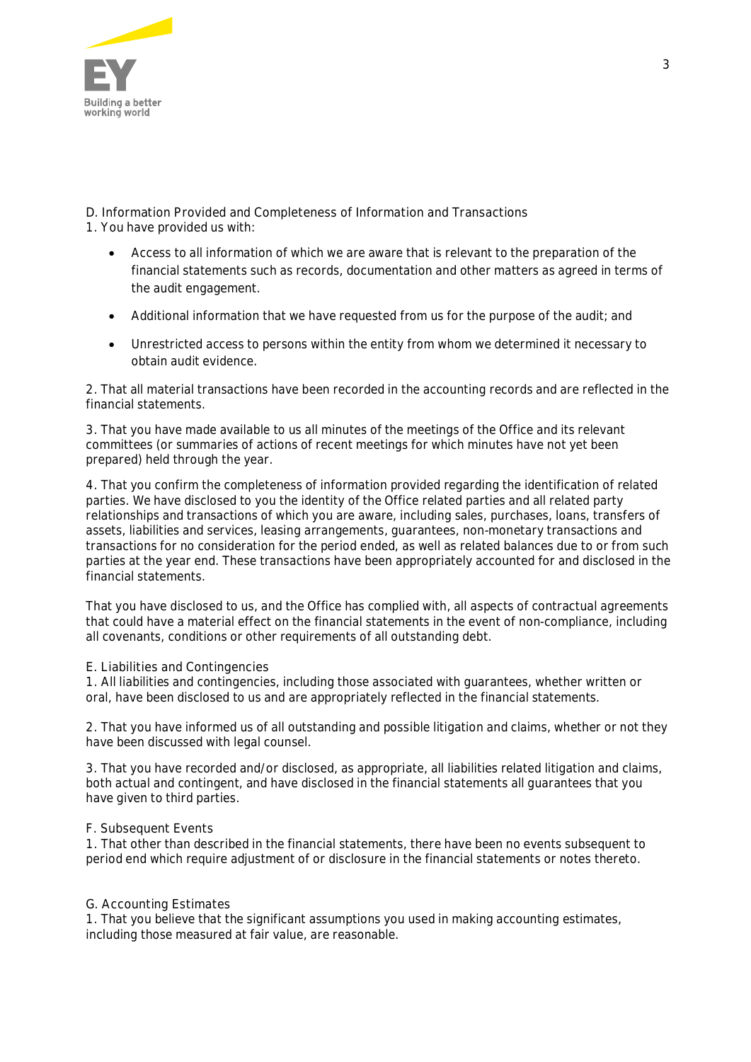D. Information Provided and Completeness of Information and Transactions

1. You have provided us with:

- Access to all information of which we are aware that is relevant to the preparation of the financial statements such as records, documentation and other matters as agreed in terms of the audit engagement.
- Additional information that we have requested from us for the purpose of the audit; and
- Unrestricted access to persons within the entity from whom we determined it necessary to obtain audit evidence.

2. That all material transactions have been recorded in the accounting records and are reflected in the financial statements.

3. That you have made available to us all minutes of the meetings of the Office and its relevant committees (or summaries of actions of recent meetings for which minutes have not yet been prepared) held through the year.

4. That you confirm the completeness of information provided regarding the identification of related parties. We have disclosed to you the identity of the Office related parties and all related party relationships and transactions of which you are aware, including sales, purchases, loans, transfers of assets, liabilities and services, leasing arrangements, guarantees, non-monetary transactions and transactions for no consideration for the period ended, as well as related balances due to or from such parties at the year end. These transactions have been appropriately accounted for and disclosed in the financial statements.

That you have disclosed to us, and the Office has complied with, all aspects of contractual agreements that could have a material effect on the financial statements in the event of non-compliance, including all covenants, conditions or other requirements of all outstanding debt.

E. Liabilities and Contingencies

1. All liabilities and contingencies, including those associated with guarantees, whether written or oral, have been disclosed to us and are appropriately reflected in the financial statements.

2. That you have informed us of all outstanding and possible litigation and claims, whether or not they have been discussed with legal counsel.

3. That you have recorded and/or disclosed, as appropriate, all liabilities related litigation and claims, both actual and contingent, and have disclosed in the financial statements all guarantees that you have given to third parties.

F. Subsequent Events

1. That other than described in the financial statements, there have been no events subsequent to period end which require adjustment of or disclosure in the financial statements or notes thereto.

G. Accounting Estimates

1. That you believe that the significant assumptions you used in making accounting estimates, including those measured at fair value, are reasonable.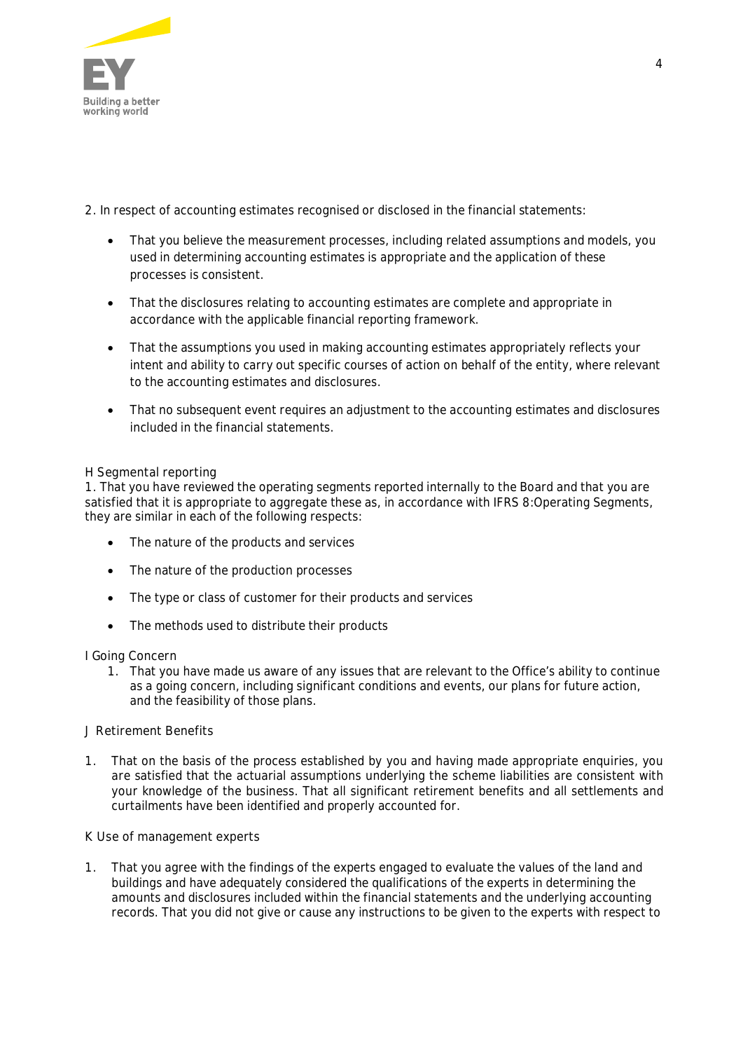2. In respect of accounting estimates recognised or disclosed in the financial statements:

- That you believe the measurement processes, including related assumptions and models, you used in determining accounting estimates is appropriate and the application of these processes is consistent.
- That the disclosures relating to accounting estimates are complete and appropriate in accordance with the applicable financial reporting framework.
- That the assumptions you used in making accounting estimates appropriately reflects your intent and ability to carry out specific courses of action on behalf of the entity, where relevant to the accounting estimates and disclosures.
- That no subsequent event requires an adjustment to the accounting estimates and disclosures included in the financial statements.

H Segmental reporting

1. That you have reviewed the operating segments reported internally to the Board and that you are satisfied that it is appropriate to aggregate these as, in accordance with IFRS 8:Operating Segments, they are similar in each of the following respects:

- The nature of the products and services
- The nature of the production processes
- The type or class of customer for their products and services
- The methods used to distribute their products

I Going Concern

1. That you have made us aware of any issues that are relevant to the Office's ability to continue as a going concern, including significant conditions and events, our plans for future action, and the feasibility of those plans.

J Retirement Benefits

1. That on the basis of the process established by you and having made appropriate enquiries, you are satisfied that the actuarial assumptions underlying the scheme liabilities are consistent with your knowledge of the business. That all significant retirement benefits and all settlements and curtailments have been identified and properly accounted for.

K Use of management experts

1. That you agree with the findings of the experts engaged to evaluate the values of the land and buildings and have adequately considered the qualifications of the experts in determining the amounts and disclosures included within the financial statements and the underlying accounting records. That you did not give or cause any instructions to be given to the experts with respect to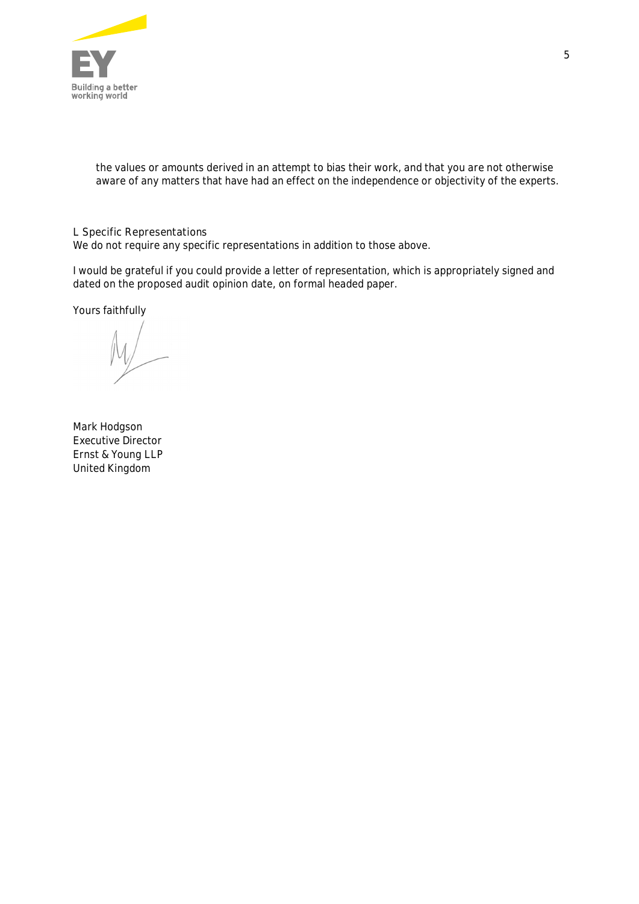the values or amounts derived in an attempt to bias their work, and that you are not otherwise aware of any matters that have had an effect on the independence or objectivity of the experts.

L Specific Representations

We do not require any specific representations in addition to those above.

I would be grateful if you could provide a letter of representation, which is appropriately signed and dated on the proposed audit opinion date, on formal headed paper.

Yours faithfully

Mark Hodgson
Executive Director
Ernst & Young LLP
United Kingdom